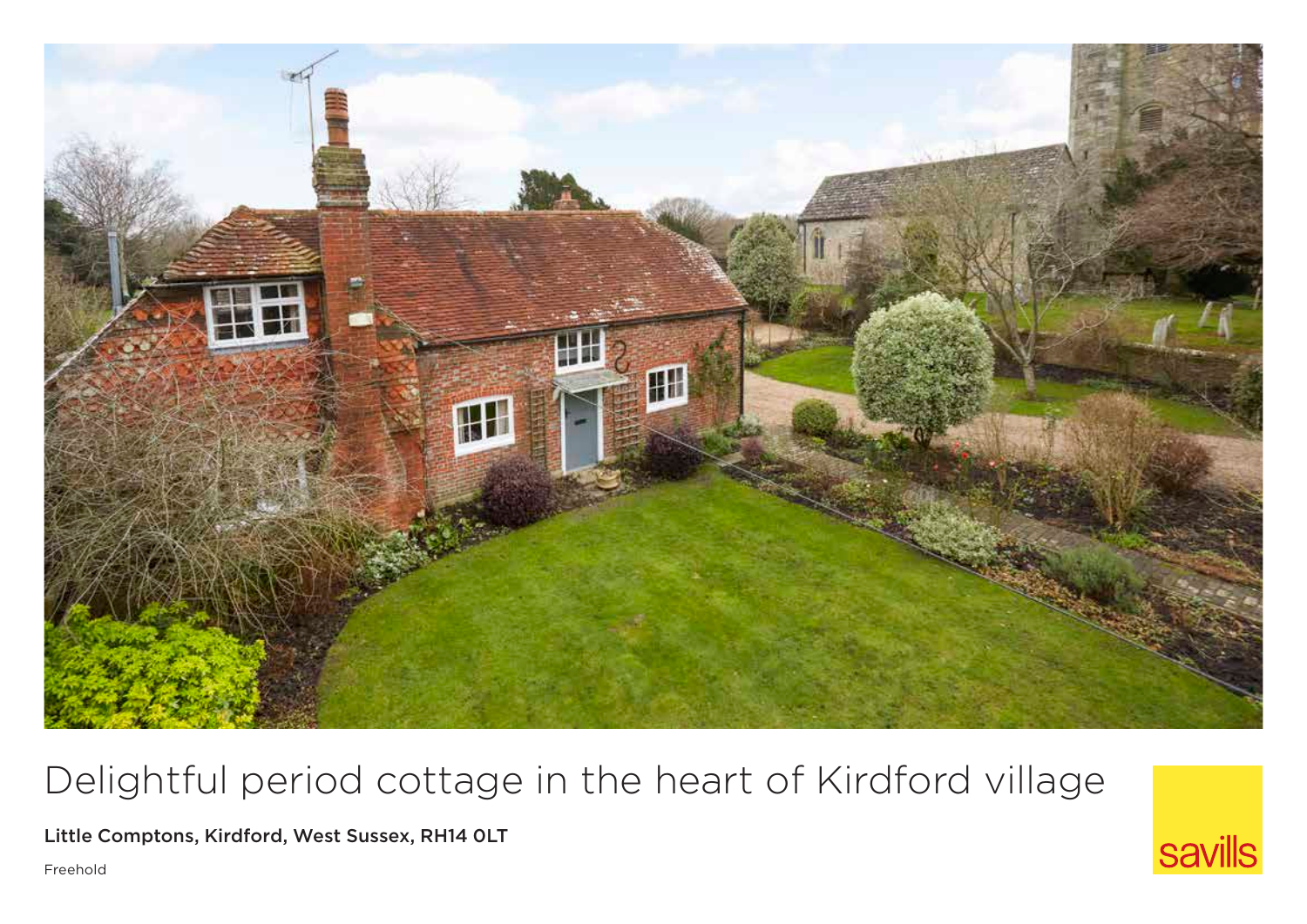# Delightful period cottage in the heart of Kirdford village

**Little Comptons, Kirdford, West Sussex, RH14 0LT**

Freehold

savills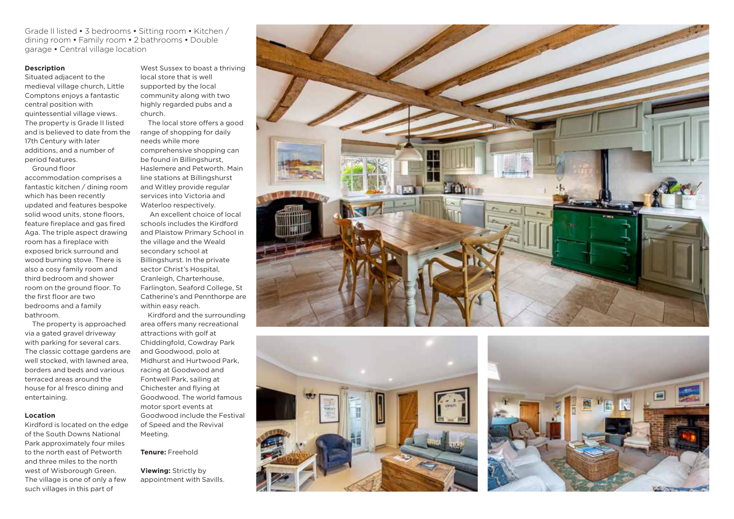Grade II listed • 3 bedrooms • Sitting room • Kitchen / dining room • Family room • 2 bathrooms • Double garage • Central village location

**Description**

Situated adjacent to the medieval village church, Little Comptons enjoys a fantastic central position with quintessential village views. The property is Grade II listed and is believed to date from the 17th Century with later additions, and a number of period features.

Ground floor accommodation comprises a fantastic kitchen / dining room which has been recently updated and features bespoke solid wood units, stone floors, feature fireplace and gas fired Aga. The triple aspect drawing room has a fireplace with exposed brick surround and wood burning stove. There is also a cosy family room and third bedroom and shower room on the ground floor. To the first floor are two bedrooms and a family bathroom.

The property is approached via a gated gravel driveway with parking for several cars. The classic cottage gardens are well stocked, with lawned area, borders and beds and various terraced areas around the house for al fresco dining and entertaining.

**Location**

Kirdford is located on the edge of the South Downs National Park approximately four miles to the north east of Petworth and three miles to the north west of Wisborough Green. The village is one of only a few such villages in this part of West Sussex to boast a thriving local store that is well supported by the local community along with two highly regarded pubs and a church.

The local store offers a good range of shopping for daily needs while more comprehensive shopping can be found in Billingshurst, Haslemere and Petworth. Main line stations at Billingshurst and Witley provide regular services into Victoria and Waterloo respectively.

An excellent choice of local schools includes the Kirdford and Plaistow Primary School in the village and the Weald secondary school at Billingshurst. In the private sector Christ's Hospital, Cranleigh, Charterhouse, Farlington, Seaford College, St Catherine's and Pennthorpe are within easy reach.

Kirdford and the surrounding area offers many recreational attractions with golf at Chiddingfold, Cowdray Park and Goodwood, polo at Midhurst and Hurtwood Park, racing at Goodwood and Fontwell Park, sailing at Chichester and flying at Goodwood. The world famous motor sport events at Goodwood include the Festival of Speed and the Revival Meeting.

**Tenure:** Freehold

**Viewing:** Strictly by appointment with Savills.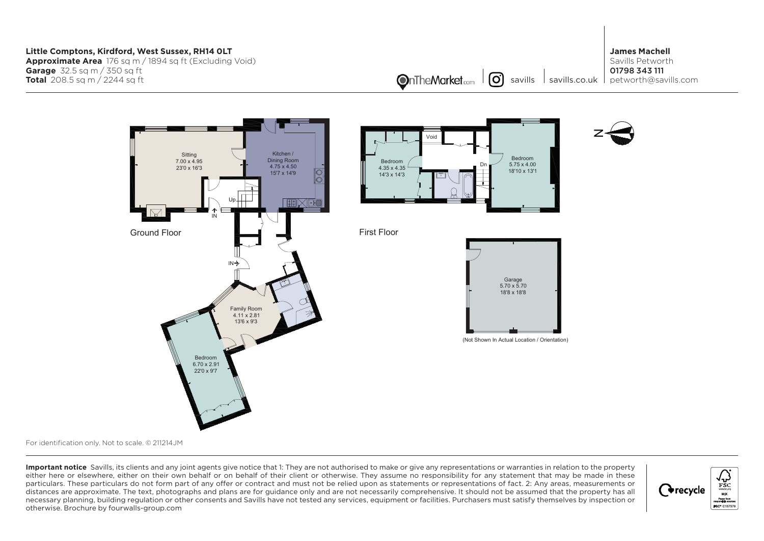**Little Comptons, Kirdford, West Sussex, RH14 0LT**
**Approximate Area** 176 sq m / 1894 sq ft (Excluding Void)
**Garage** 32.5 sq m / 350 sq ft
**Total** 208.5 sq m / 2244 sq ft

OnTheMarket.com | savills | savills.co.uk

**James Machell**
Savills Petworth
**01798 343 111**
petworth@savills.com

Ground Floor

Sitting
7.00 x 4.95
23'0 x 16'3

Kitchen / Dining Room
4.75 x 4.50
15'7 x 14'9

Up

IN

IN

Family Room
4.11 x 2.81
13'6 x 9'3

Bedroom
6.70 x 2.91
22'0 x 9'7

First Floor

Void

Bedroom
4.35 x 4.35
14'3 x 14'3

Dn

Bedroom
5.75 x 4.00
18'10 x 13'1

N

Garage
5.70 x 5.70
18'8 x 18'8

(Not Shown In Actual Location / Orientation)

For identification only. Not to scale. © 211214JM

**Important notice** Savills, its clients and any joint agents give notice that 1: They are not authorised to make or give any representations or warranties in relation to the property either here or elsewhere, either on their own behalf or on behalf of their client or otherwise. They assume no responsibility for any statement that may be made in these particulars. These particulars do not form part of any offer or contract and must not be relied upon as statements or representations of fact. 2: Any areas, measurements or distances are approximate. The text, photographs and plans are for guidance only and are not necessarily comprehensive. It should not be assumed that the property has all necessary planning, building regulation or other consents and Savills have not tested any services, equipment or facilities. Purchasers must satisfy themselves by inspection or otherwise. Brochure by fourwalls-group.com

recycle

FSC MIX Paper from responsible sources FSC® C157570